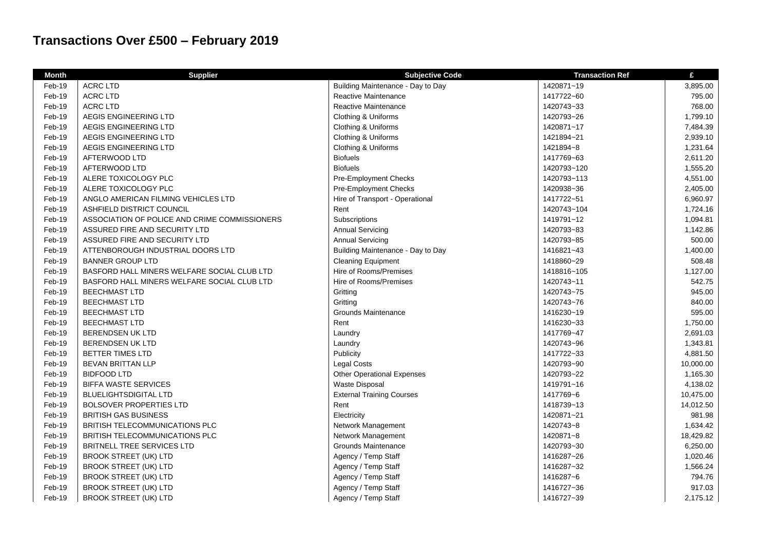# Transactions Over £500 – February 2019

| Month | Supplier | Subjective Code | Transaction Ref | £ |
|---|---|---|---|---|
| Feb-19 | ACRC LTD | Building Maintenance - Day to Day | 1420871~19 | 3,895.00 |
| Feb-19 | ACRC LTD | Reactive Maintenance | 1417722~60 | 795.00 |
| Feb-19 | ACRC LTD | Reactive Maintenance | 1420743~33 | 768.00 |
| Feb-19 | AEGIS ENGINEERING LTD | Clothing & Uniforms | 1420793~26 | 1,799.10 |
| Feb-19 | AEGIS ENGINEERING LTD | Clothing & Uniforms | 1420871~17 | 7,484.39 |
| Feb-19 | AEGIS ENGINEERING LTD | Clothing & Uniforms | 1421894~21 | 2,939.10 |
| Feb-19 | AEGIS ENGINEERING LTD | Clothing & Uniforms | 1421894~8 | 1,231.64 |
| Feb-19 | AFTERWOOD LTD | Biofuels | 1417769~63 | 2,611.20 |
| Feb-19 | AFTERWOOD LTD | Biofuels | 1420793~120 | 1,555.20 |
| Feb-19 | ALERE TOXICOLOGY PLC | Pre-Employment Checks | 1420793~113 | 4,551.00 |
| Feb-19 | ALERE TOXICOLOGY PLC | Pre-Employment Checks | 1420938~36 | 2,405.00 |
| Feb-19 | ANGLO AMERICAN FILMING VEHICLES LTD | Hire of Transport - Operational | 1417722~51 | 6,960.97 |
| Feb-19 | ASHFIELD DISTRICT COUNCIL | Rent | 1420743~104 | 1,724.16 |
| Feb-19 | ASSOCIATION OF POLICE AND CRIME COMMISSIONERS | Subscriptions | 1419791~12 | 1,094.81 |
| Feb-19 | ASSURED FIRE AND SECURITY LTD | Annual Servicing | 1420793~83 | 1,142.86 |
| Feb-19 | ASSURED FIRE AND SECURITY LTD | Annual Servicing | 1420793~85 | 500.00 |
| Feb-19 | ATTENBOROUGH INDUSTRIAL DOORS LTD | Building Maintenance - Day to Day | 1416821~43 | 1,400.00 |
| Feb-19 | BANNER GROUP LTD | Cleaning Equipment | 1418860~29 | 508.48 |
| Feb-19 | BASFORD HALL MINERS WELFARE SOCIAL CLUB LTD | Hire of Rooms/Premises | 1418816~105 | 1,127.00 |
| Feb-19 | BASFORD HALL MINERS WELFARE SOCIAL CLUB LTD | Hire of Rooms/Premises | 1420743~11 | 542.75 |
| Feb-19 | BEECHMAST LTD | Gritting | 1420743~75 | 945.00 |
| Feb-19 | BEECHMAST LTD | Gritting | 1420743~76 | 840.00 |
| Feb-19 | BEECHMAST LTD | Grounds Maintenance | 1416230~19 | 595.00 |
| Feb-19 | BEECHMAST LTD | Rent | 1416230~33 | 1,750.00 |
| Feb-19 | BERENDSEN UK LTD | Laundry | 1417769~47 | 2,691.03 |
| Feb-19 | BERENDSEN UK LTD | Laundry | 1420743~96 | 1,343.81 |
| Feb-19 | BETTER TIMES LTD | Publicity | 1417722~33 | 4,881.50 |
| Feb-19 | BEVAN BRITTAN LLP | Legal Costs | 1420793~90 | 10,000.00 |
| Feb-19 | BIDFOOD LTD | Other Operational Expenses | 1420793~22 | 1,165.30 |
| Feb-19 | BIFFA WASTE SERVICES | Waste Disposal | 1419791~16 | 4,138.02 |
| Feb-19 | BLUELIGHTSDIGITAL LTD | External Training Courses | 1417769~6 | 10,475.00 |
| Feb-19 | BOLSOVER PROPERTIES LTD | Rent | 1418739~13 | 14,012.50 |
| Feb-19 | BRITISH GAS BUSINESS | Electricity | 1420871~21 | 981.98 |
| Feb-19 | BRITISH TELECOMMUNICATIONS PLC | Network Management | 1420743~8 | 1,634.42 |
| Feb-19 | BRITISH TELECOMMUNICATIONS PLC | Network Management | 1420871~8 | 18,429.82 |
| Feb-19 | BRITNELL TREE SERVICES LTD | Grounds Maintenance | 1420793~30 | 6,250.00 |
| Feb-19 | BROOK STREET (UK) LTD | Agency / Temp Staff | 1416287~26 | 1,020.46 |
| Feb-19 | BROOK STREET (UK) LTD | Agency / Temp Staff | 1416287~32 | 1,566.24 |
| Feb-19 | BROOK STREET (UK) LTD | Agency / Temp Staff | 1416287~6 | 794.76 |
| Feb-19 | BROOK STREET (UK) LTD | Agency / Temp Staff | 1416727~36 | 917.03 |
| Feb-19 | BROOK STREET (UK) LTD | Agency / Temp Staff | 1416727~39 | 2,175.12 |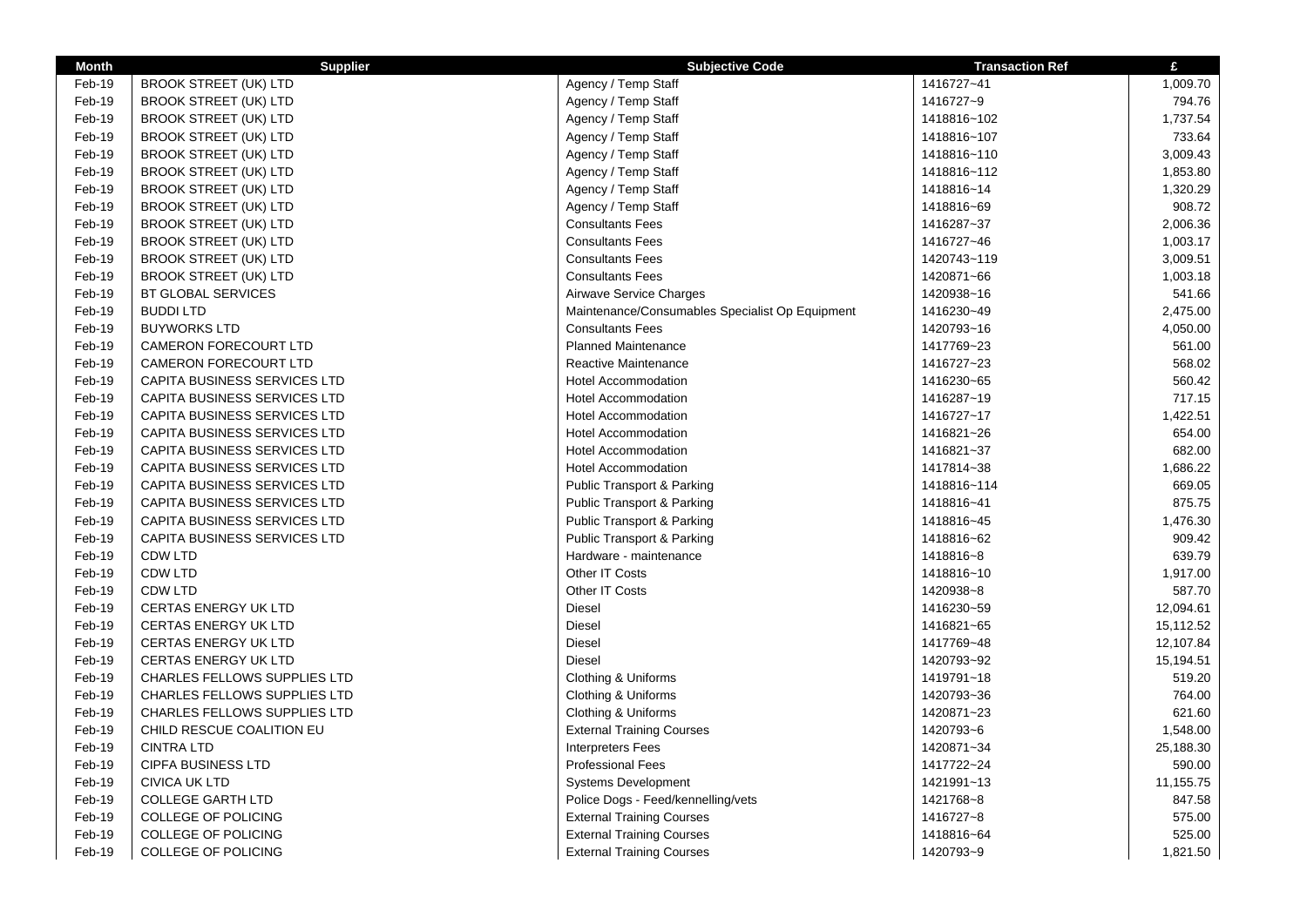| Month | Supplier | Subjective Code | Transaction Ref | £ |
|---|---|---|---|---|
| Feb-19 | BROOK STREET (UK) LTD | Agency / Temp Staff | 1416727~41 | 1,009.70 |
| Feb-19 | BROOK STREET (UK) LTD | Agency / Temp Staff | 1416727~9 | 794.76 |
| Feb-19 | BROOK STREET (UK) LTD | Agency / Temp Staff | 1418816~102 | 1,737.54 |
| Feb-19 | BROOK STREET (UK) LTD | Agency / Temp Staff | 1418816~107 | 733.64 |
| Feb-19 | BROOK STREET (UK) LTD | Agency / Temp Staff | 1418816~110 | 3,009.43 |
| Feb-19 | BROOK STREET (UK) LTD | Agency / Temp Staff | 1418816~112 | 1,853.80 |
| Feb-19 | BROOK STREET (UK) LTD | Agency / Temp Staff | 1418816~14 | 1,320.29 |
| Feb-19 | BROOK STREET (UK) LTD | Agency / Temp Staff | 1418816~69 | 908.72 |
| Feb-19 | BROOK STREET (UK) LTD | Consultants Fees | 1416287~37 | 2,006.36 |
| Feb-19 | BROOK STREET (UK) LTD | Consultants Fees | 1416727~46 | 1,003.17 |
| Feb-19 | BROOK STREET (UK) LTD | Consultants Fees | 1420743~119 | 3,009.51 |
| Feb-19 | BROOK STREET (UK) LTD | Consultants Fees | 1420871~66 | 1,003.18 |
| Feb-19 | BT GLOBAL SERVICES | Airwave Service Charges | 1420938~16 | 541.66 |
| Feb-19 | BUDDI LTD | Maintenance/Consumables Specialist Op Equipment | 1416230~49 | 2,475.00 |
| Feb-19 | BUYWORKS LTD | Consultants Fees | 1420793~16 | 4,050.00 |
| Feb-19 | CAMERON FORECOURT LTD | Planned Maintenance | 1417769~23 | 561.00 |
| Feb-19 | CAMERON FORECOURT LTD | Reactive Maintenance | 1416727~23 | 568.02 |
| Feb-19 | CAPITA BUSINESS SERVICES LTD | Hotel Accommodation | 1416230~65 | 560.42 |
| Feb-19 | CAPITA BUSINESS SERVICES LTD | Hotel Accommodation | 1416287~19 | 717.15 |
| Feb-19 | CAPITA BUSINESS SERVICES LTD | Hotel Accommodation | 1416727~17 | 1,422.51 |
| Feb-19 | CAPITA BUSINESS SERVICES LTD | Hotel Accommodation | 1416821~26 | 654.00 |
| Feb-19 | CAPITA BUSINESS SERVICES LTD | Hotel Accommodation | 1416821~37 | 682.00 |
| Feb-19 | CAPITA BUSINESS SERVICES LTD | Hotel Accommodation | 1417814~38 | 1,686.22 |
| Feb-19 | CAPITA BUSINESS SERVICES LTD | Public Transport & Parking | 1418816~114 | 669.05 |
| Feb-19 | CAPITA BUSINESS SERVICES LTD | Public Transport & Parking | 1418816~41 | 875.75 |
| Feb-19 | CAPITA BUSINESS SERVICES LTD | Public Transport & Parking | 1418816~45 | 1,476.30 |
| Feb-19 | CAPITA BUSINESS SERVICES LTD | Public Transport & Parking | 1418816~62 | 909.42 |
| Feb-19 | CDW LTD | Hardware - maintenance | 1418816~8 | 639.79 |
| Feb-19 | CDW LTD | Other IT Costs | 1418816~10 | 1,917.00 |
| Feb-19 | CDW LTD | Other IT Costs | 1420938~8 | 587.70 |
| Feb-19 | CERTAS ENERGY UK LTD | Diesel | 1416230~59 | 12,094.61 |
| Feb-19 | CERTAS ENERGY UK LTD | Diesel | 1416821~65 | 15,112.52 |
| Feb-19 | CERTAS ENERGY UK LTD | Diesel | 1417769~48 | 12,107.84 |
| Feb-19 | CERTAS ENERGY UK LTD | Diesel | 1420793~92 | 15,194.51 |
| Feb-19 | CHARLES FELLOWS SUPPLIES LTD | Clothing & Uniforms | 1419791~18 | 519.20 |
| Feb-19 | CHARLES FELLOWS SUPPLIES LTD | Clothing & Uniforms | 1420793~36 | 764.00 |
| Feb-19 | CHARLES FELLOWS SUPPLIES LTD | Clothing & Uniforms | 1420871~23 | 621.60 |
| Feb-19 | CHILD RESCUE COALITION EU | External Training Courses | 1420793~6 | 1,548.00 |
| Feb-19 | CINTRA LTD | Interpreters Fees | 1420871~34 | 25,188.30 |
| Feb-19 | CIPFA BUSINESS LTD | Professional Fees | 1417722~24 | 590.00 |
| Feb-19 | CIVICA UK LTD | Systems Development | 1421991~13 | 11,155.75 |
| Feb-19 | COLLEGE GARTH LTD | Police Dogs - Feed/kennelling/vets | 1421768~8 | 847.58 |
| Feb-19 | COLLEGE OF POLICING | External Training Courses | 1416727~8 | 575.00 |
| Feb-19 | COLLEGE OF POLICING | External Training Courses | 1418816~64 | 525.00 |
| Feb-19 | COLLEGE OF POLICING | External Training Courses | 1420793~9 | 1,821.50 |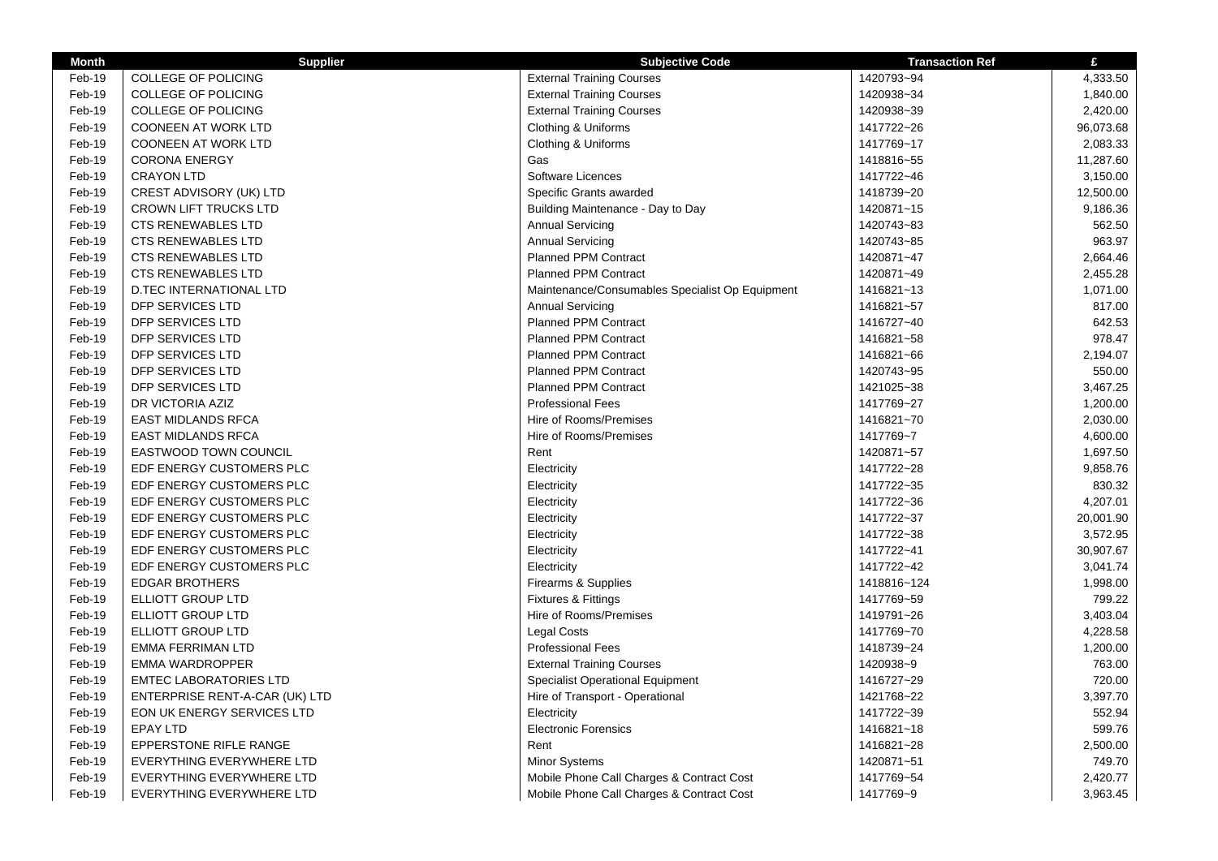| Month | Supplier | Subjective Code | Transaction Ref | £ |
|---|---|---|---|---|
| Feb-19 | COLLEGE OF POLICING | External Training Courses | 1420793~94 | 4,333.50 |
| Feb-19 | COLLEGE OF POLICING | External Training Courses | 1420938~34 | 1,840.00 |
| Feb-19 | COLLEGE OF POLICING | External Training Courses | 1420938~39 | 2,420.00 |
| Feb-19 | COONEEN AT WORK LTD | Clothing & Uniforms | 1417722~26 | 96,073.68 |
| Feb-19 | COONEEN AT WORK LTD | Clothing & Uniforms | 1417769~17 | 2,083.33 |
| Feb-19 | CORONA ENERGY | Gas | 1418816~55 | 11,287.60 |
| Feb-19 | CRAYON LTD | Software Licences | 1417722~46 | 3,150.00 |
| Feb-19 | CREST ADVISORY (UK) LTD | Specific Grants awarded | 1418739~20 | 12,500.00 |
| Feb-19 | CROWN LIFT TRUCKS LTD | Building Maintenance - Day to Day | 1420871~15 | 9,186.36 |
| Feb-19 | CTS RENEWABLES LTD | Annual Servicing | 1420743~83 | 562.50 |
| Feb-19 | CTS RENEWABLES LTD | Annual Servicing | 1420743~85 | 963.97 |
| Feb-19 | CTS RENEWABLES LTD | Planned PPM Contract | 1420871~47 | 2,664.46 |
| Feb-19 | CTS RENEWABLES LTD | Planned PPM Contract | 1420871~49 | 2,455.28 |
| Feb-19 | D.TEC INTERNATIONAL LTD | Maintenance/Consumables Specialist Op Equipment | 1416821~13 | 1,071.00 |
| Feb-19 | DFP SERVICES LTD | Annual Servicing | 1416821~57 | 817.00 |
| Feb-19 | DFP SERVICES LTD | Planned PPM Contract | 1416727~40 | 642.53 |
| Feb-19 | DFP SERVICES LTD | Planned PPM Contract | 1416821~58 | 978.47 |
| Feb-19 | DFP SERVICES LTD | Planned PPM Contract | 1416821~66 | 2,194.07 |
| Feb-19 | DFP SERVICES LTD | Planned PPM Contract | 1420743~95 | 550.00 |
| Feb-19 | DFP SERVICES LTD | Planned PPM Contract | 1421025~38 | 3,467.25 |
| Feb-19 | DR VICTORIA AZIZ | Professional Fees | 1417769~27 | 1,200.00 |
| Feb-19 | EAST MIDLANDS RFCA | Hire of Rooms/Premises | 1416821~70 | 2,030.00 |
| Feb-19 | EAST MIDLANDS RFCA | Hire of Rooms/Premises | 1417769~7 | 4,600.00 |
| Feb-19 | EASTWOOD TOWN COUNCIL | Rent | 1420871~57 | 1,697.50 |
| Feb-19 | EDF ENERGY CUSTOMERS PLC | Electricity | 1417722~28 | 9,858.76 |
| Feb-19 | EDF ENERGY CUSTOMERS PLC | Electricity | 1417722~35 | 830.32 |
| Feb-19 | EDF ENERGY CUSTOMERS PLC | Electricity | 1417722~36 | 4,207.01 |
| Feb-19 | EDF ENERGY CUSTOMERS PLC | Electricity | 1417722~37 | 20,001.90 |
| Feb-19 | EDF ENERGY CUSTOMERS PLC | Electricity | 1417722~38 | 3,572.95 |
| Feb-19 | EDF ENERGY CUSTOMERS PLC | Electricity | 1417722~41 | 30,907.67 |
| Feb-19 | EDF ENERGY CUSTOMERS PLC | Electricity | 1417722~42 | 3,041.74 |
| Feb-19 | EDGAR BROTHERS | Firearms & Supplies | 1418816~124 | 1,998.00 |
| Feb-19 | ELLIOTT GROUP LTD | Fixtures & Fittings | 1417769~59 | 799.22 |
| Feb-19 | ELLIOTT GROUP LTD | Hire of Rooms/Premises | 1419791~26 | 3,403.04 |
| Feb-19 | ELLIOTT GROUP LTD | Legal Costs | 1417769~70 | 4,228.58 |
| Feb-19 | EMMA FERRIMAN LTD | Professional Fees | 1418739~24 | 1,200.00 |
| Feb-19 | EMMA WARDROPPER | External Training Courses | 1420938~9 | 763.00 |
| Feb-19 | EMTEC LABORATORIES LTD | Specialist Operational Equipment | 1416727~29 | 720.00 |
| Feb-19 | ENTERPRISE RENT-A-CAR (UK) LTD | Hire of Transport - Operational | 1421768~22 | 3,397.70 |
| Feb-19 | EON UK ENERGY SERVICES LTD | Electricity | 1417722~39 | 552.94 |
| Feb-19 | EPAY LTD | Electronic Forensics | 1416821~18 | 599.76 |
| Feb-19 | EPPERSTONE RIFLE RANGE | Rent | 1416821~28 | 2,500.00 |
| Feb-19 | EVERYTHING EVERYWHERE LTD | Minor Systems | 1420871~51 | 749.70 |
| Feb-19 | EVERYTHING EVERYWHERE LTD | Mobile Phone Call Charges & Contract Cost | 1417769~54 | 2,420.77 |
| Feb-19 | EVERYTHING EVERYWHERE LTD | Mobile Phone Call Charges & Contract Cost | 1417769~9 | 3,963.45 |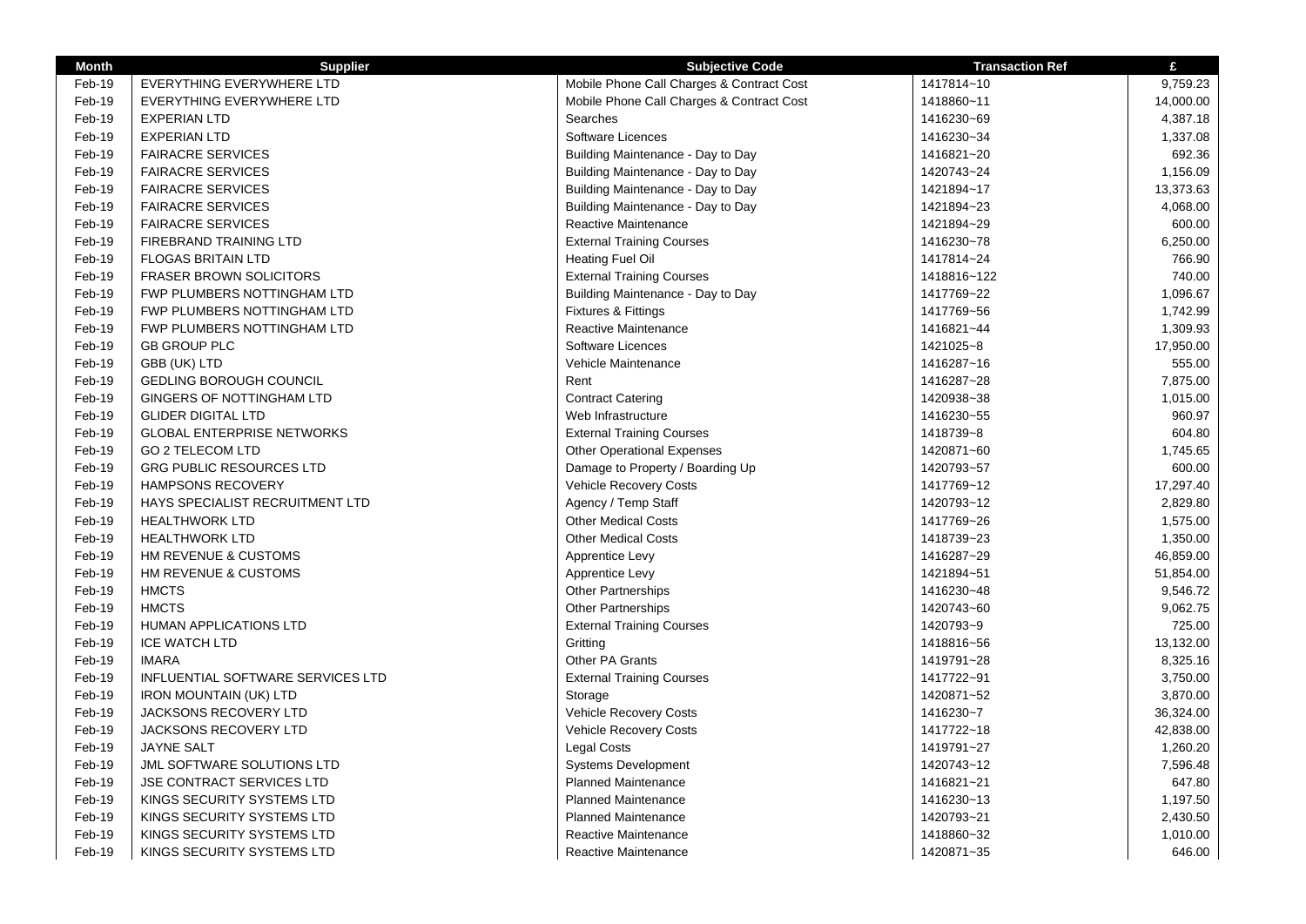| Month | Supplier | Subjective Code | Transaction Ref | £ |
|---|---|---|---|---|
| Feb-19 | EVERYTHING EVERYWHERE LTD | Mobile Phone Call Charges & Contract Cost | 1417814~10 | 9,759.23 |
| Feb-19 | EVERYTHING EVERYWHERE LTD | Mobile Phone Call Charges & Contract Cost | 1418860~11 | 14,000.00 |
| Feb-19 | EXPERIAN LTD | Searches | 1416230~69 | 4,387.18 |
| Feb-19 | EXPERIAN LTD | Software Licences | 1416230~34 | 1,337.08 |
| Feb-19 | FAIRACRE SERVICES | Building Maintenance - Day to Day | 1416821~20 | 692.36 |
| Feb-19 | FAIRACRE SERVICES | Building Maintenance - Day to Day | 1420743~24 | 1,156.09 |
| Feb-19 | FAIRACRE SERVICES | Building Maintenance - Day to Day | 1421894~17 | 13,373.63 |
| Feb-19 | FAIRACRE SERVICES | Building Maintenance - Day to Day | 1421894~23 | 4,068.00 |
| Feb-19 | FAIRACRE SERVICES | Reactive Maintenance | 1421894~29 | 600.00 |
| Feb-19 | FIREBRAND TRAINING LTD | External Training Courses | 1416230~78 | 6,250.00 |
| Feb-19 | FLOGAS BRITAIN LTD | Heating Fuel Oil | 1417814~24 | 766.90 |
| Feb-19 | FRASER BROWN SOLICITORS | External Training Courses | 1418816~122 | 740.00 |
| Feb-19 | FWP PLUMBERS NOTTINGHAM LTD | Building Maintenance - Day to Day | 1417769~22 | 1,096.67 |
| Feb-19 | FWP PLUMBERS NOTTINGHAM LTD | Fixtures & Fittings | 1417769~56 | 1,742.99 |
| Feb-19 | FWP PLUMBERS NOTTINGHAM LTD | Reactive Maintenance | 1416821~44 | 1,309.93 |
| Feb-19 | GB GROUP PLC | Software Licences | 1421025~8 | 17,950.00 |
| Feb-19 | GBB (UK) LTD | Vehicle Maintenance | 1416287~16 | 555.00 |
| Feb-19 | GEDLING BOROUGH COUNCIL | Rent | 1416287~28 | 7,875.00 |
| Feb-19 | GINGERS OF NOTTINGHAM LTD | Contract Catering | 1420938~38 | 1,015.00 |
| Feb-19 | GLIDER DIGITAL LTD | Web Infrastructure | 1416230~55 | 960.97 |
| Feb-19 | GLOBAL ENTERPRISE NETWORKS | External Training Courses | 1418739~8 | 604.80 |
| Feb-19 | GO 2 TELECOM LTD | Other Operational Expenses | 1420871~60 | 1,745.65 |
| Feb-19 | GRG PUBLIC RESOURCES LTD | Damage to Property / Boarding Up | 1420793~57 | 600.00 |
| Feb-19 | HAMPSONS RECOVERY | Vehicle Recovery Costs | 1417769~12 | 17,297.40 |
| Feb-19 | HAYS SPECIALIST RECRUITMENT LTD | Agency / Temp Staff | 1420793~12 | 2,829.80 |
| Feb-19 | HEALTHWORK LTD | Other Medical Costs | 1417769~26 | 1,575.00 |
| Feb-19 | HEALTHWORK LTD | Other Medical Costs | 1418739~23 | 1,350.00 |
| Feb-19 | HM REVENUE & CUSTOMS | Apprentice Levy | 1416287~29 | 46,859.00 |
| Feb-19 | HM REVENUE & CUSTOMS | Apprentice Levy | 1421894~51 | 51,854.00 |
| Feb-19 | HMCTS | Other Partnerships | 1416230~48 | 9,546.72 |
| Feb-19 | HMCTS | Other Partnerships | 1420743~60 | 9,062.75 |
| Feb-19 | HUMAN APPLICATIONS LTD | External Training Courses | 1420793~9 | 725.00 |
| Feb-19 | ICE WATCH LTD | Gritting | 1418816~56 | 13,132.00 |
| Feb-19 | IMARA | Other PA Grants | 1419791~28 | 8,325.16 |
| Feb-19 | INFLUENTIAL SOFTWARE SERVICES LTD | External Training Courses | 1417722~91 | 3,750.00 |
| Feb-19 | IRON MOUNTAIN (UK) LTD | Storage | 1420871~52 | 3,870.00 |
| Feb-19 | JACKSONS RECOVERY LTD | Vehicle Recovery Costs | 1416230~7 | 36,324.00 |
| Feb-19 | JACKSONS RECOVERY LTD | Vehicle Recovery Costs | 1417722~18 | 42,838.00 |
| Feb-19 | JAYNE SALT | Legal Costs | 1419791~27 | 1,260.20 |
| Feb-19 | JML SOFTWARE SOLUTIONS LTD | Systems Development | 1420743~12 | 7,596.48 |
| Feb-19 | JSE CONTRACT SERVICES LTD | Planned Maintenance | 1416821~21 | 647.80 |
| Feb-19 | KINGS SECURITY SYSTEMS LTD | Planned Maintenance | 1416230~13 | 1,197.50 |
| Feb-19 | KINGS SECURITY SYSTEMS LTD | Planned Maintenance | 1420793~21 | 2,430.50 |
| Feb-19 | KINGS SECURITY SYSTEMS LTD | Reactive Maintenance | 1418860~32 | 1,010.00 |
| Feb-19 | KINGS SECURITY SYSTEMS LTD | Reactive Maintenance | 1420871~35 | 646.00 |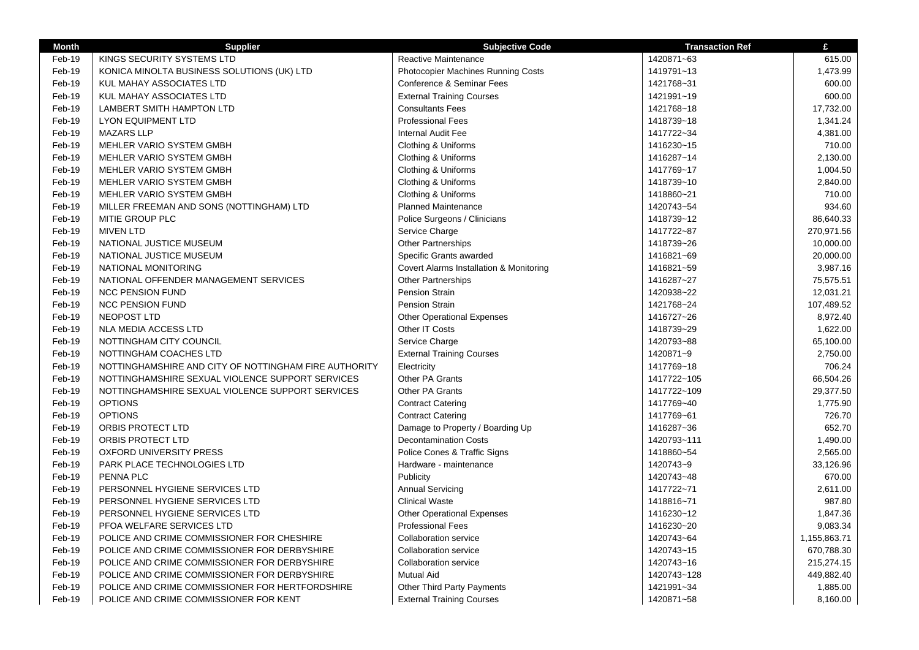| Month | Supplier | Subjective Code | Transaction Ref | £ |
|---|---|---|---|---|
| Feb-19 | KINGS SECURITY SYSTEMS LTD | Reactive Maintenance | 1420871~63 | 615.00 |
| Feb-19 | KONICA MINOLTA BUSINESS SOLUTIONS (UK) LTD | Photocopier Machines Running Costs | 1419791~13 | 1,473.99 |
| Feb-19 | KUL MAHAY ASSOCIATES LTD | Conference & Seminar Fees | 1421768~31 | 600.00 |
| Feb-19 | KUL MAHAY ASSOCIATES LTD | External Training Courses | 1421991~19 | 600.00 |
| Feb-19 | LAMBERT SMITH HAMPTON LTD | Consultants Fees | 1421768~18 | 17,732.00 |
| Feb-19 | LYON EQUIPMENT LTD | Professional Fees | 1418739~18 | 1,341.24 |
| Feb-19 | MAZARS LLP | Internal Audit Fee | 1417722~34 | 4,381.00 |
| Feb-19 | MEHLER VARIO SYSTEM GMBH | Clothing & Uniforms | 1416230~15 | 710.00 |
| Feb-19 | MEHLER VARIO SYSTEM GMBH | Clothing & Uniforms | 1416287~14 | 2,130.00 |
| Feb-19 | MEHLER VARIO SYSTEM GMBH | Clothing & Uniforms | 1417769~17 | 1,004.50 |
| Feb-19 | MEHLER VARIO SYSTEM GMBH | Clothing & Uniforms | 1418739~10 | 2,840.00 |
| Feb-19 | MEHLER VARIO SYSTEM GMBH | Clothing & Uniforms | 1418860~21 | 710.00 |
| Feb-19 | MILLER FREEMAN AND SONS (NOTTINGHAM) LTD | Planned Maintenance | 1420743~54 | 934.60 |
| Feb-19 | MITIE GROUP PLC | Police Surgeons / Clinicians | 1418739~12 | 86,640.33 |
| Feb-19 | MIVEN LTD | Service Charge | 1417722~87 | 270,971.56 |
| Feb-19 | NATIONAL JUSTICE MUSEUM | Other Partnerships | 1418739~26 | 10,000.00 |
| Feb-19 | NATIONAL JUSTICE MUSEUM | Specific Grants awarded | 1416821~69 | 20,000.00 |
| Feb-19 | NATIONAL MONITORING | Covert Alarms Installation & Monitoring | 1416821~59 | 3,987.16 |
| Feb-19 | NATIONAL OFFENDER MANAGEMENT SERVICES | Other Partnerships | 1416287~27 | 75,575.51 |
| Feb-19 | NCC PENSION FUND | Pension Strain | 1420938~22 | 12,031.21 |
| Feb-19 | NCC PENSION FUND | Pension Strain | 1421768~24 | 107,489.52 |
| Feb-19 | NEOPOST LTD | Other Operational Expenses | 1416727~26 | 8,972.40 |
| Feb-19 | NLA MEDIA ACCESS LTD | Other IT Costs | 1418739~29 | 1,622.00 |
| Feb-19 | NOTTINGHAM CITY COUNCIL | Service Charge | 1420793~88 | 65,100.00 |
| Feb-19 | NOTTINGHAM COACHES LTD | External Training Courses | 1420871~9 | 2,750.00 |
| Feb-19 | NOTTINGHAMSHIRE AND CITY OF NOTTINGHAM FIRE AUTHORITY | Electricity | 1417769~18 | 706.24 |
| Feb-19 | NOTTINGHAMSHIRE SEXUAL VIOLENCE SUPPORT SERVICES | Other PA Grants | 1417722~105 | 66,504.26 |
| Feb-19 | NOTTINGHAMSHIRE SEXUAL VIOLENCE SUPPORT SERVICES | Other PA Grants | 1417722~109 | 29,377.50 |
| Feb-19 | OPTIONS | Contract Catering | 1417769~40 | 1,775.90 |
| Feb-19 | OPTIONS | Contract Catering | 1417769~61 | 726.70 |
| Feb-19 | ORBIS PROTECT LTD | Damage to Property / Boarding Up | 1416287~36 | 652.70 |
| Feb-19 | ORBIS PROTECT LTD | Decontamination Costs | 1420793~111 | 1,490.00 |
| Feb-19 | OXFORD UNIVERSITY PRESS | Police Cones & Traffic Signs | 1418860~54 | 2,565.00 |
| Feb-19 | PARK PLACE TECHNOLOGIES LTD | Hardware - maintenance | 1420743~9 | 33,126.96 |
| Feb-19 | PENNA PLC | Publicity | 1420743~48 | 670.00 |
| Feb-19 | PERSONNEL HYGIENE SERVICES LTD | Annual Servicing | 1417722~71 | 2,611.00 |
| Feb-19 | PERSONNEL HYGIENE SERVICES LTD | Clinical Waste | 1418816~71 | 987.80 |
| Feb-19 | PERSONNEL HYGIENE SERVICES LTD | Other Operational Expenses | 1416230~12 | 1,847.36 |
| Feb-19 | PFOA WELFARE SERVICES LTD | Professional Fees | 1416230~20 | 9,083.34 |
| Feb-19 | POLICE AND CRIME COMMISSIONER FOR CHESHIRE | Collaboration service | 1420743~64 | 1,155,863.71 |
| Feb-19 | POLICE AND CRIME COMMISSIONER FOR DERBYSHIRE | Collaboration service | 1420743~15 | 670,788.30 |
| Feb-19 | POLICE AND CRIME COMMISSIONER FOR DERBYSHIRE | Collaboration service | 1420743~16 | 215,274.15 |
| Feb-19 | POLICE AND CRIME COMMISSIONER FOR DERBYSHIRE | Mutual Aid | 1420743~128 | 449,882.40 |
| Feb-19 | POLICE AND CRIME COMMISSIONER FOR HERTFORDSHIRE | Other Third Party Payments | 1421991~34 | 1,885.00 |
| Feb-19 | POLICE AND CRIME COMMISSIONER FOR KENT | External Training Courses | 1420871~58 | 8,160.00 |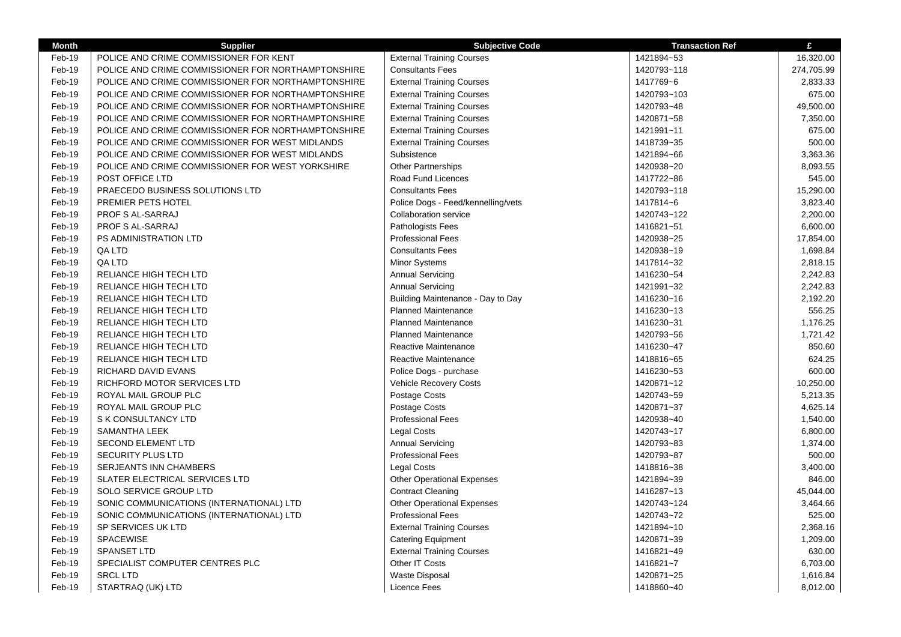| Month | Supplier | Subjective Code | Transaction Ref | £ |
|---|---|---|---|---|
| Feb-19 | POLICE AND CRIME COMMISSIONER FOR KENT | External Training Courses | 1421894~53 | 16,320.00 |
| Feb-19 | POLICE AND CRIME COMMISSIONER FOR NORTHAMPTONSHIRE | Consultants Fees | 1420793~118 | 274,705.99 |
| Feb-19 | POLICE AND CRIME COMMISSIONER FOR NORTHAMPTONSHIRE | External Training Courses | 1417769~6 | 2,833.33 |
| Feb-19 | POLICE AND CRIME COMMISSIONER FOR NORTHAMPTONSHIRE | External Training Courses | 1420793~103 | 675.00 |
| Feb-19 | POLICE AND CRIME COMMISSIONER FOR NORTHAMPTONSHIRE | External Training Courses | 1420793~48 | 49,500.00 |
| Feb-19 | POLICE AND CRIME COMMISSIONER FOR NORTHAMPTONSHIRE | External Training Courses | 1420871~58 | 7,350.00 |
| Feb-19 | POLICE AND CRIME COMMISSIONER FOR NORTHAMPTONSHIRE | External Training Courses | 1421991~11 | 675.00 |
| Feb-19 | POLICE AND CRIME COMMISSIONER FOR WEST MIDLANDS | External Training Courses | 1418739~35 | 500.00 |
| Feb-19 | POLICE AND CRIME COMMISSIONER FOR WEST MIDLANDS | Subsistence | 1421894~66 | 3,363.36 |
| Feb-19 | POLICE AND CRIME COMMISSIONER FOR WEST YORKSHIRE | Other Partnerships | 1420938~20 | 8,093.55 |
| Feb-19 | POST OFFICE LTD | Road Fund Licences | 1417722~86 | 545.00 |
| Feb-19 | PRAECEDO BUSINESS SOLUTIONS LTD | Consultants Fees | 1420793~118 | 15,290.00 |
| Feb-19 | PREMIER PETS HOTEL | Police Dogs - Feed/kennelling/vets | 1417814~6 | 3,823.40 |
| Feb-19 | PROF S AL-SARRAJ | Collaboration service | 1420743~122 | 2,200.00 |
| Feb-19 | PROF S AL-SARRAJ | Pathologists Fees | 1416821~51 | 6,600.00 |
| Feb-19 | PS ADMINISTRATION LTD | Professional Fees | 1420938~25 | 17,854.00 |
| Feb-19 | QA LTD | Consultants Fees | 1420938~19 | 1,698.84 |
| Feb-19 | QA LTD | Minor Systems | 1417814~32 | 2,818.15 |
| Feb-19 | RELIANCE HIGH TECH LTD | Annual Servicing | 1416230~54 | 2,242.83 |
| Feb-19 | RELIANCE HIGH TECH LTD | Annual Servicing | 1421991~32 | 2,242.83 |
| Feb-19 | RELIANCE HIGH TECH LTD | Building Maintenance - Day to Day | 1416230~16 | 2,192.20 |
| Feb-19 | RELIANCE HIGH TECH LTD | Planned Maintenance | 1416230~13 | 556.25 |
| Feb-19 | RELIANCE HIGH TECH LTD | Planned Maintenance | 1416230~31 | 1,176.25 |
| Feb-19 | RELIANCE HIGH TECH LTD | Planned Maintenance | 1420793~56 | 1,721.42 |
| Feb-19 | RELIANCE HIGH TECH LTD | Reactive Maintenance | 1416230~47 | 850.60 |
| Feb-19 | RELIANCE HIGH TECH LTD | Reactive Maintenance | 1418816~65 | 624.25 |
| Feb-19 | RICHARD DAVID EVANS | Police Dogs - purchase | 1416230~53 | 600.00 |
| Feb-19 | RICHFORD MOTOR SERVICES LTD | Vehicle Recovery Costs | 1420871~12 | 10,250.00 |
| Feb-19 | ROYAL MAIL GROUP PLC | Postage Costs | 1420743~59 | 5,213.35 |
| Feb-19 | ROYAL MAIL GROUP PLC | Postage Costs | 1420871~37 | 4,625.14 |
| Feb-19 | S K CONSULTANCY LTD | Professional Fees | 1420938~40 | 1,540.00 |
| Feb-19 | SAMANTHA LEEK | Legal Costs | 1420743~17 | 6,800.00 |
| Feb-19 | SECOND ELEMENT LTD | Annual Servicing | 1420793~83 | 1,374.00 |
| Feb-19 | SECURITY PLUS LTD | Professional Fees | 1420793~87 | 500.00 |
| Feb-19 | SERJEANTS INN CHAMBERS | Legal Costs | 1418816~38 | 3,400.00 |
| Feb-19 | SLATER ELECTRICAL SERVICES LTD | Other Operational Expenses | 1421894~39 | 846.00 |
| Feb-19 | SOLO SERVICE GROUP LTD | Contract Cleaning | 1416287~13 | 45,044.00 |
| Feb-19 | SONIC COMMUNICATIONS (INTERNATIONAL) LTD | Other Operational Expenses | 1420743~124 | 3,464.66 |
| Feb-19 | SONIC COMMUNICATIONS (INTERNATIONAL) LTD | Professional Fees | 1420743~72 | 525.00 |
| Feb-19 | SP SERVICES UK LTD | External Training Courses | 1421894~10 | 2,368.16 |
| Feb-19 | SPACEWISE | Catering Equipment | 1420871~39 | 1,209.00 |
| Feb-19 | SPANSET LTD | External Training Courses | 1416821~49 | 630.00 |
| Feb-19 | SPECIALIST COMPUTER CENTRES PLC | Other IT Costs | 1416821~7 | 6,703.00 |
| Feb-19 | SRCL LTD | Waste Disposal | 1420871~25 | 1,616.84 |
| Feb-19 | STARTRAQ (UK) LTD | Licence Fees | 1418860~40 | 8,012.00 |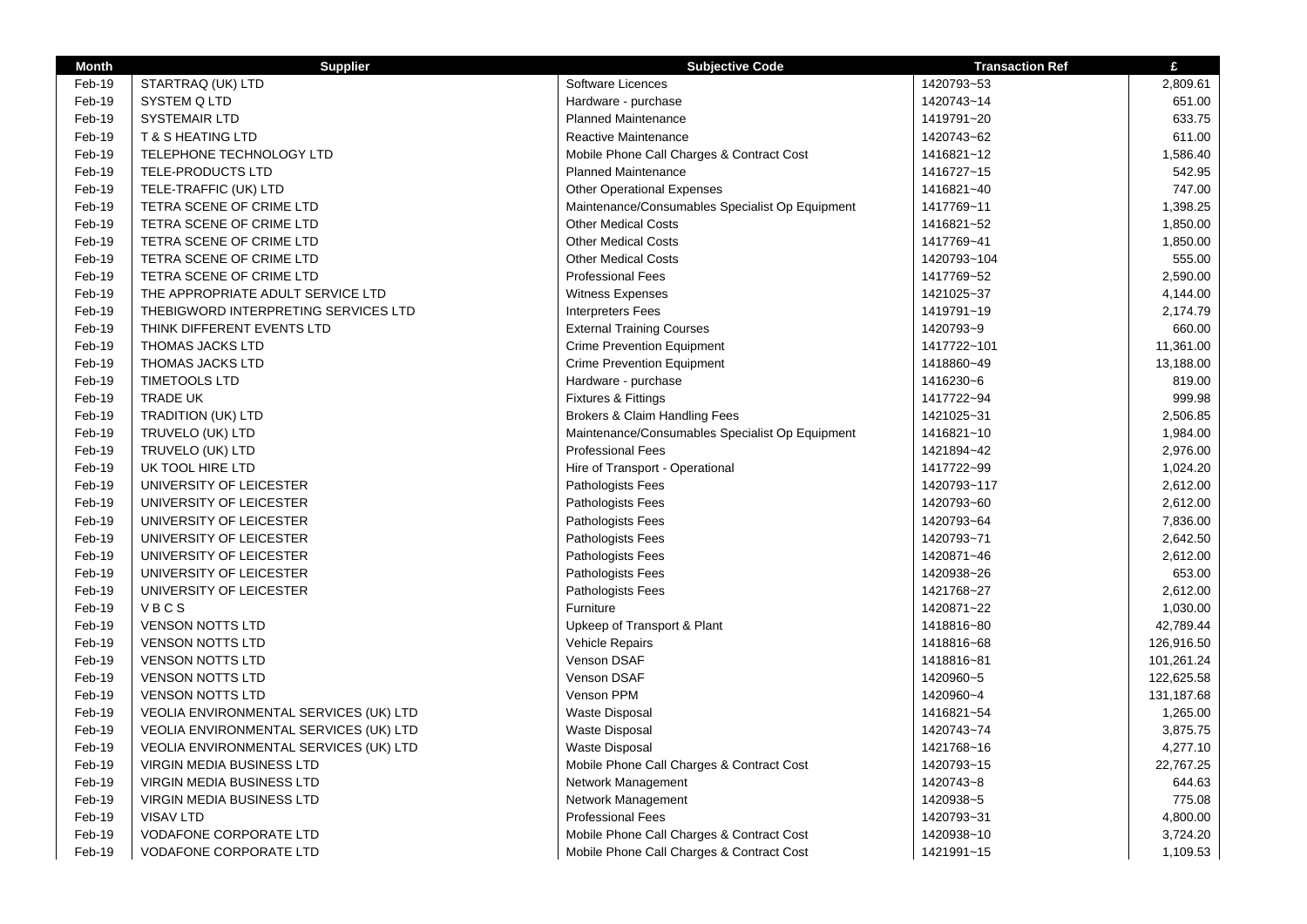| Month | Supplier | Subjective Code | Transaction Ref | £ |
|---|---|---|---|---|
| Feb-19 | STARTRAQ (UK) LTD | Software Licences | 1420793~53 | 2,809.61 |
| Feb-19 | SYSTEM Q LTD | Hardware - purchase | 1420743~14 | 651.00 |
| Feb-19 | SYSTEMAIR LTD | Planned Maintenance | 1419791~20 | 633.75 |
| Feb-19 | T & S HEATING LTD | Reactive Maintenance | 1420743~62 | 611.00 |
| Feb-19 | TELEPHONE TECHNOLOGY LTD | Mobile Phone Call Charges & Contract Cost | 1416821~12 | 1,586.40 |
| Feb-19 | TELE-PRODUCTS LTD | Planned Maintenance | 1416727~15 | 542.95 |
| Feb-19 | TELE-TRAFFIC (UK) LTD | Other Operational Expenses | 1416821~40 | 747.00 |
| Feb-19 | TETRA SCENE OF CRIME LTD | Maintenance/Consumables Specialist Op Equipment | 1417769~11 | 1,398.25 |
| Feb-19 | TETRA SCENE OF CRIME LTD | Other Medical Costs | 1416821~52 | 1,850.00 |
| Feb-19 | TETRA SCENE OF CRIME LTD | Other Medical Costs | 1417769~41 | 1,850.00 |
| Feb-19 | TETRA SCENE OF CRIME LTD | Other Medical Costs | 1420793~104 | 555.00 |
| Feb-19 | TETRA SCENE OF CRIME LTD | Professional Fees | 1417769~52 | 2,590.00 |
| Feb-19 | THE APPROPRIATE ADULT SERVICE LTD | Witness Expenses | 1421025~37 | 4,144.00 |
| Feb-19 | THEBIGWORD INTERPRETING SERVICES LTD | Interpreters Fees | 1419791~19 | 2,174.79 |
| Feb-19 | THINK DIFFERENT EVENTS LTD | External Training Courses | 1420793~9 | 660.00 |
| Feb-19 | THOMAS JACKS LTD | Crime Prevention Equipment | 1417722~101 | 11,361.00 |
| Feb-19 | THOMAS JACKS LTD | Crime Prevention Equipment | 1418860~49 | 13,188.00 |
| Feb-19 | TIMETOOLS LTD | Hardware - purchase | 1416230~6 | 819.00 |
| Feb-19 | TRADE UK | Fixtures & Fittings | 1417722~94 | 999.98 |
| Feb-19 | TRADITION (UK) LTD | Brokers & Claim Handling Fees | 1421025~31 | 2,506.85 |
| Feb-19 | TRUVELO (UK) LTD | Maintenance/Consumables Specialist Op Equipment | 1416821~10 | 1,984.00 |
| Feb-19 | TRUVELO (UK) LTD | Professional Fees | 1421894~42 | 2,976.00 |
| Feb-19 | UK TOOL HIRE LTD | Hire of Transport - Operational | 1417722~99 | 1,024.20 |
| Feb-19 | UNIVERSITY OF LEICESTER | Pathologists Fees | 1420793~117 | 2,612.00 |
| Feb-19 | UNIVERSITY OF LEICESTER | Pathologists Fees | 1420793~60 | 2,612.00 |
| Feb-19 | UNIVERSITY OF LEICESTER | Pathologists Fees | 1420793~64 | 7,836.00 |
| Feb-19 | UNIVERSITY OF LEICESTER | Pathologists Fees | 1420793~71 | 2,642.50 |
| Feb-19 | UNIVERSITY OF LEICESTER | Pathologists Fees | 1420871~46 | 2,612.00 |
| Feb-19 | UNIVERSITY OF LEICESTER | Pathologists Fees | 1420938~26 | 653.00 |
| Feb-19 | UNIVERSITY OF LEICESTER | Pathologists Fees | 1421768~27 | 2,612.00 |
| Feb-19 | V B C S | Furniture | 1420871~22 | 1,030.00 |
| Feb-19 | VENSON NOTTS LTD | Upkeep of Transport & Plant | 1418816~80 | 42,789.44 |
| Feb-19 | VENSON NOTTS LTD | Vehicle Repairs | 1418816~68 | 126,916.50 |
| Feb-19 | VENSON NOTTS LTD | Venson DSAF | 1418816~81 | 101,261.24 |
| Feb-19 | VENSON NOTTS LTD | Venson DSAF | 1420960~5 | 122,625.58 |
| Feb-19 | VENSON NOTTS LTD | Venson PPM | 1420960~4 | 131,187.68 |
| Feb-19 | VEOLIA ENVIRONMENTAL SERVICES (UK) LTD | Waste Disposal | 1416821~54 | 1,265.00 |
| Feb-19 | VEOLIA ENVIRONMENTAL SERVICES (UK) LTD | Waste Disposal | 1420743~74 | 3,875.75 |
| Feb-19 | VEOLIA ENVIRONMENTAL SERVICES (UK) LTD | Waste Disposal | 1421768~16 | 4,277.10 |
| Feb-19 | VIRGIN MEDIA BUSINESS LTD | Mobile Phone Call Charges & Contract Cost | 1420793~15 | 22,767.25 |
| Feb-19 | VIRGIN MEDIA BUSINESS LTD | Network Management | 1420743~8 | 644.63 |
| Feb-19 | VIRGIN MEDIA BUSINESS LTD | Network Management | 1420938~5 | 775.08 |
| Feb-19 | VISAV LTD | Professional Fees | 1420793~31 | 4,800.00 |
| Feb-19 | VODAFONE CORPORATE LTD | Mobile Phone Call Charges & Contract Cost | 1420938~10 | 3,724.20 |
| Feb-19 | VODAFONE CORPORATE LTD | Mobile Phone Call Charges & Contract Cost | 1421991~15 | 1,109.53 |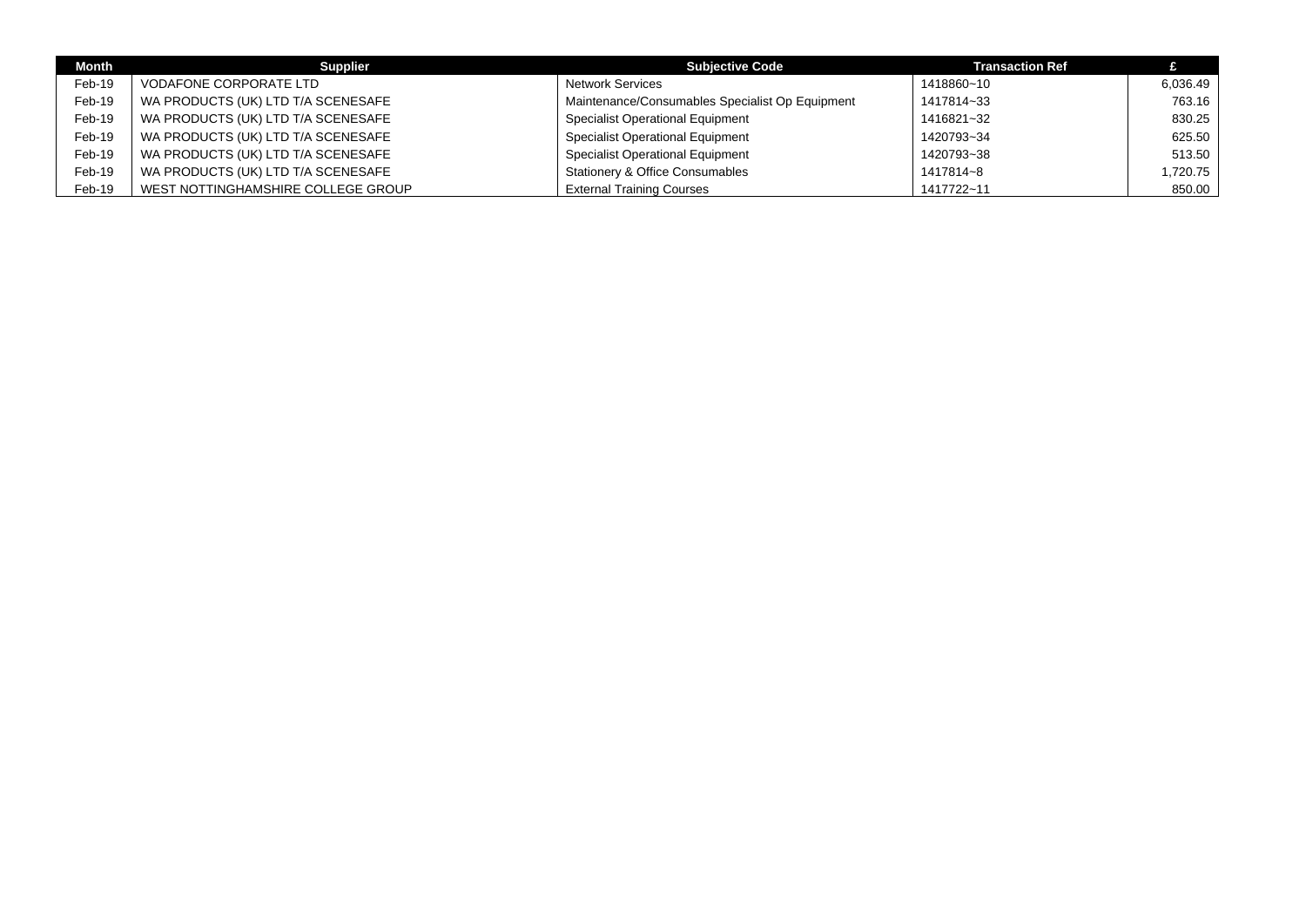| Month | Supplier | Subjective Code | Transaction Ref | £ |
|---|---|---|---|---|
| Feb-19 | VODAFONE CORPORATE LTD | Network Services | 1418860~10 | 6,036.49 |
| Feb-19 | WA PRODUCTS (UK) LTD T/A SCENESAFE | Maintenance/Consumables Specialist Op Equipment | 1417814~33 | 763.16 |
| Feb-19 | WA PRODUCTS (UK) LTD T/A SCENESAFE | Specialist Operational Equipment | 1416821~32 | 830.25 |
| Feb-19 | WA PRODUCTS (UK) LTD T/A SCENESAFE | Specialist Operational Equipment | 1420793~34 | 625.50 |
| Feb-19 | WA PRODUCTS (UK) LTD T/A SCENESAFE | Specialist Operational Equipment | 1420793~38 | 513.50 |
| Feb-19 | WA PRODUCTS (UK) LTD T/A SCENESAFE | Stationery & Office Consumables | 1417814~8 | 1,720.75 |
| Feb-19 | WEST NOTTINGHAMSHIRE COLLEGE GROUP | External Training Courses | 1417722~11 | 850.00 |